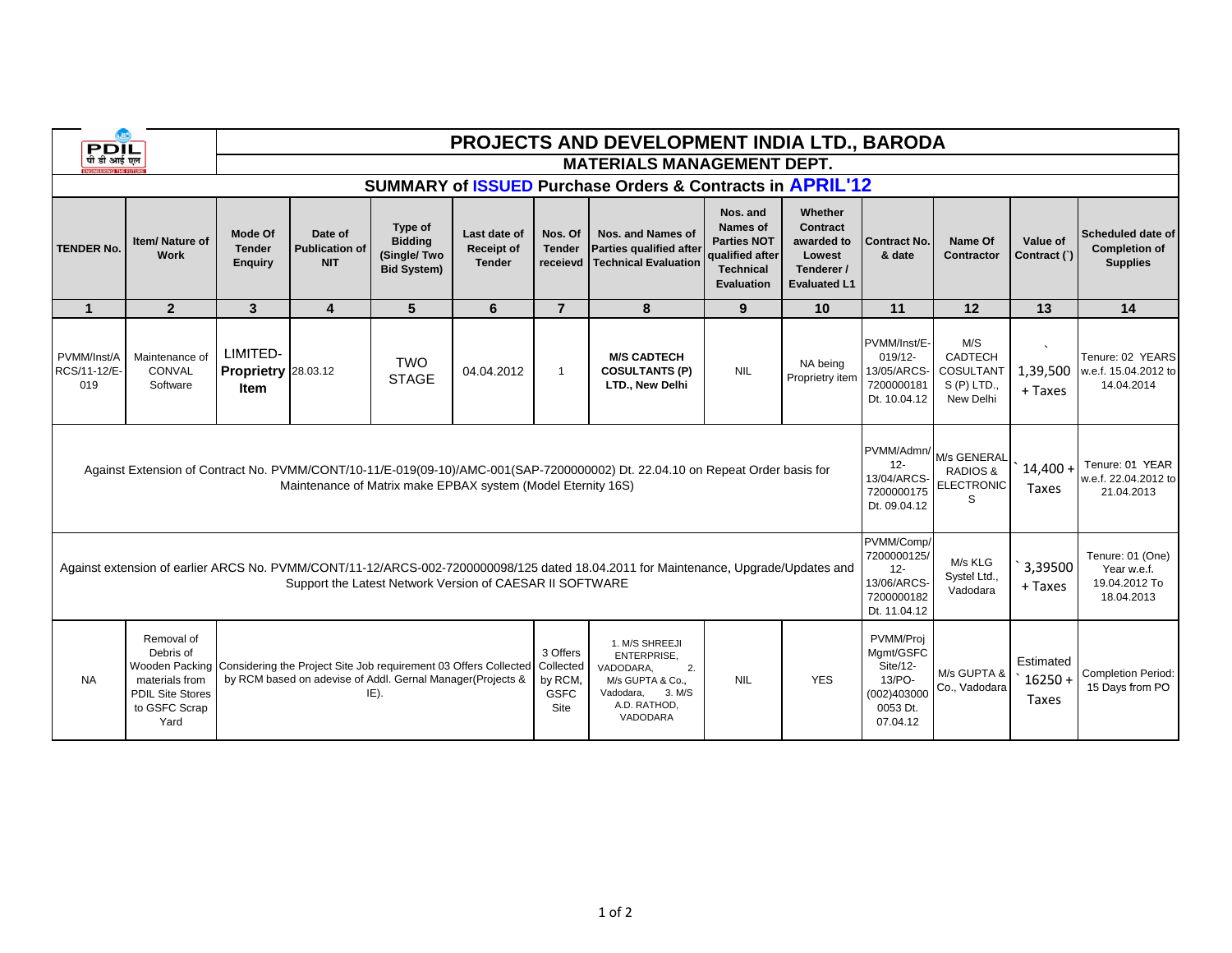# PROJECTS AND DEVELOPMENT INDIA LTD., BARODA

## MATERIALS MANAGEMENT DEPT.

### SUMMARY of ISSUED Purchase Orders & Contracts in APRIL'12

| TENDER No. | Item/ Nature of Work | Mode Of Tender Enquiry | Date of Publication of NIT | Type of Bidding (Single/ Two Bid System) | Last date of Receipt of Tender | Nos. Of Tender receievd | Nos. and Names of Parties qualified after Technical Evaluation | Nos. and Names of Parties NOT qualified after Technical Evaluation | Whether Contract awarded to Lowest Tenderer / Evaluated L1 | Contract No. & date | Name Of Contractor | Value of Contract (`) | Scheduled date of Completion of Supplies |
|---|---|---|---|---|---|---|---|---|---|---|---|---|---|
| 1 | 2 | 3 | 4 | 5 | 6 | 7 | 8 | 9 | 10 | 11 | 12 | 13 | 14 |
| PVMM/Inst/ARCS/11-12/E-019 | Maintenance of CONVAL Software | LIMITED-**Proprietry Item** | 28.03.12 | TWO STAGE | 04.04.2012 | 1 | **M/S CADTECH COSULTANTS (P) LTD., New Delhi** | NIL | NA being Proprietry item | PVMM/Inst/E-019/12-13/05/ARCS-7200000181 Dt. 10.04.12 | M/S CADTECH COSULTANT S (P) LTD., New Delhi | ` 1,39,500 + Taxes | Tenure: 02 YEARS w.e.f. 15.04.2012 to 14.04.2014 |
| Against Extension of Contract No. PVMM/CONT/10-11/E-019(09-10)/AMC-001(SAP-7200000002) Dt. 22.04.10 on Repeat Order basis for Maintenance of Matrix make EPBAX system (Model Eternity 16S) | | | | | | | | | | PVMM/Admn/12-13/04/ARCS-7200000175 Dt. 09.04.12 | M/s GENERAL RADIOS & ELECTRONICS | ` 14,400 + Taxes | Tenure: 01 YEAR w.e.f. 22.04.2012 to 21.04.2013 |
| Against extension of earlier ARCS No. PVMM/CONT/11-12/ARCS-002-7200000098/125 dated 18.04.2011 for Maintenance, Upgrade/Updates and Support the Latest Network Version of CAESAR II SOFTWARE | | | | | | | | | | PVMM/Comp/7200000125/12-13/06/ARCS-7200000182 Dt. 11.04.12 | M/s KLG Systel Ltd., Vadodara | ` 3,39500 + Taxes | Tenure: 01 (One) Year w.e.f. 19.04.2012 To 18.04.2013 |
| NA | Removal of Debris of Wooden Packing materials from PDIL Site Stores to GSFC Scrap Yard | Considering the Project Site Job requirement 03 Offers Collected by RCM based on adevise of Addl. Gernal Manager(Projects & IE). | | | | 3 Offers Collected by RCM, GSFC Site | 1. M/S SHREEJI ENTERPRISE, VADODARA, 2. M/s GUPTA & Co., Vadodara, 3. M/S A.D. RATHOD, VADODARA | NIL | YES | PVMM/Proj Mgmt/GSFC Site/12-13/PO-(002)4030000053 Dt. 07.04.12 | M/s GUPTA & Co., Vadodara | Estimated ` 16250 + Taxes | Completion Period: 15 Days from PO |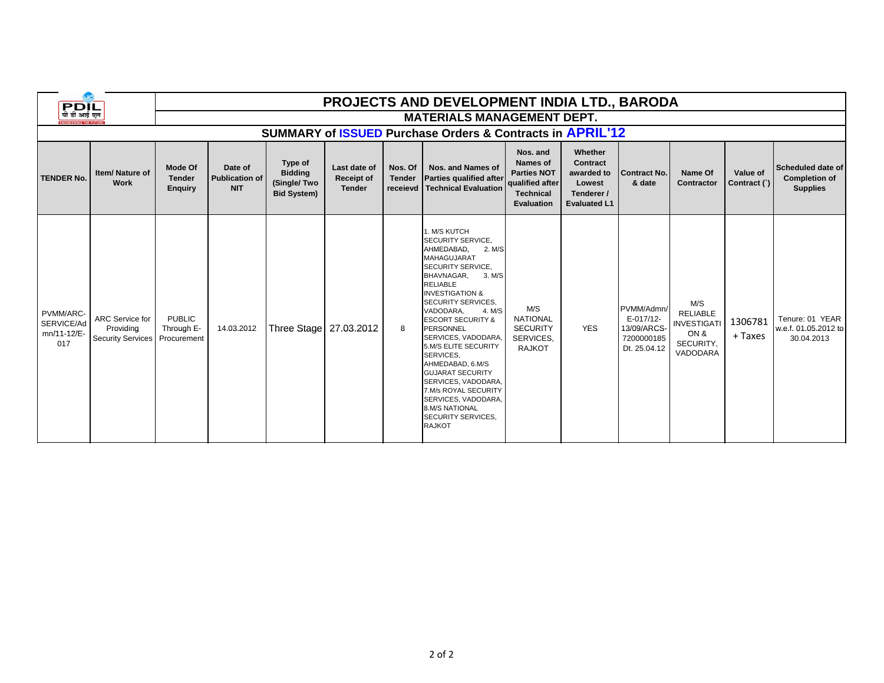# PROJECTS AND DEVELOPMENT INDIA LTD., BARODA

## MATERIALS MANAGEMENT DEPT.

### SUMMARY of ISSUED Purchase Orders & Contracts in APRIL'12

| TENDER No. | Item/ Nature of Work | Mode Of Tender Enquiry | Date of Publication of NIT | Type of Bidding (Single/ Two Bid System) | Last date of Receipt of Tender | Nos. Of Tender receievd | Nos. and Names of Parties qualified after Technical Evaluation | Nos. and Names of Parties NOT qualified after Technical Evaluation | Whether Contract awarded to Lowest Tenderer / Evaluated L1 | Contract No. & date | Name Of Contractor | Value of Contract (`) | Scheduled date of Completion of Supplies |
|---|---|---|---|---|---|---|---|---|---|---|---|---|---|
| PVMM/ARC-SERVICE/Admn/11-12/E-017 | ARC Service for Providing Security Services | PUBLIC Through E-Procurement | 14.03.2012 | Three Stage | 27.03.2012 | 8 | 1. M/S KUTCH SECURITY SERVICE, AHMEDABAD, 2. M/S MAHAGUJARAT SECURITY SERVICE, BHAVNAGAR, 3. M/S RELIABLE INVESTIGATION & SECURITY SERVICES, VADODARA, 4. M/S ESCORT SECURITY & PERSONNEL SERVICES, VADODARA, 5.M/S ELITE SECURITY SERVICES, AHMEDABAD, 6.M/S GUJARAT SECURITY SERVICES, VADODARA, 7.M/s ROYAL SECURITY SERVICES, VADODARA, 8.M/S NATIONAL SECURITY SERVICES, RAJKOT | M/S NATIONAL SECURITY SERVICES, RAJKOT | YES | PVMM/Admn/E-017/12-13/09/ARCS-7200000185 Dt. 25.04.12 | M/S RELIABLE INVESTIGATION & SECURITY, VADODARA | 1306781 + Taxes | Tenure: 01 YEAR w.e.f. 01.05.2012 to 30.04.2013 |